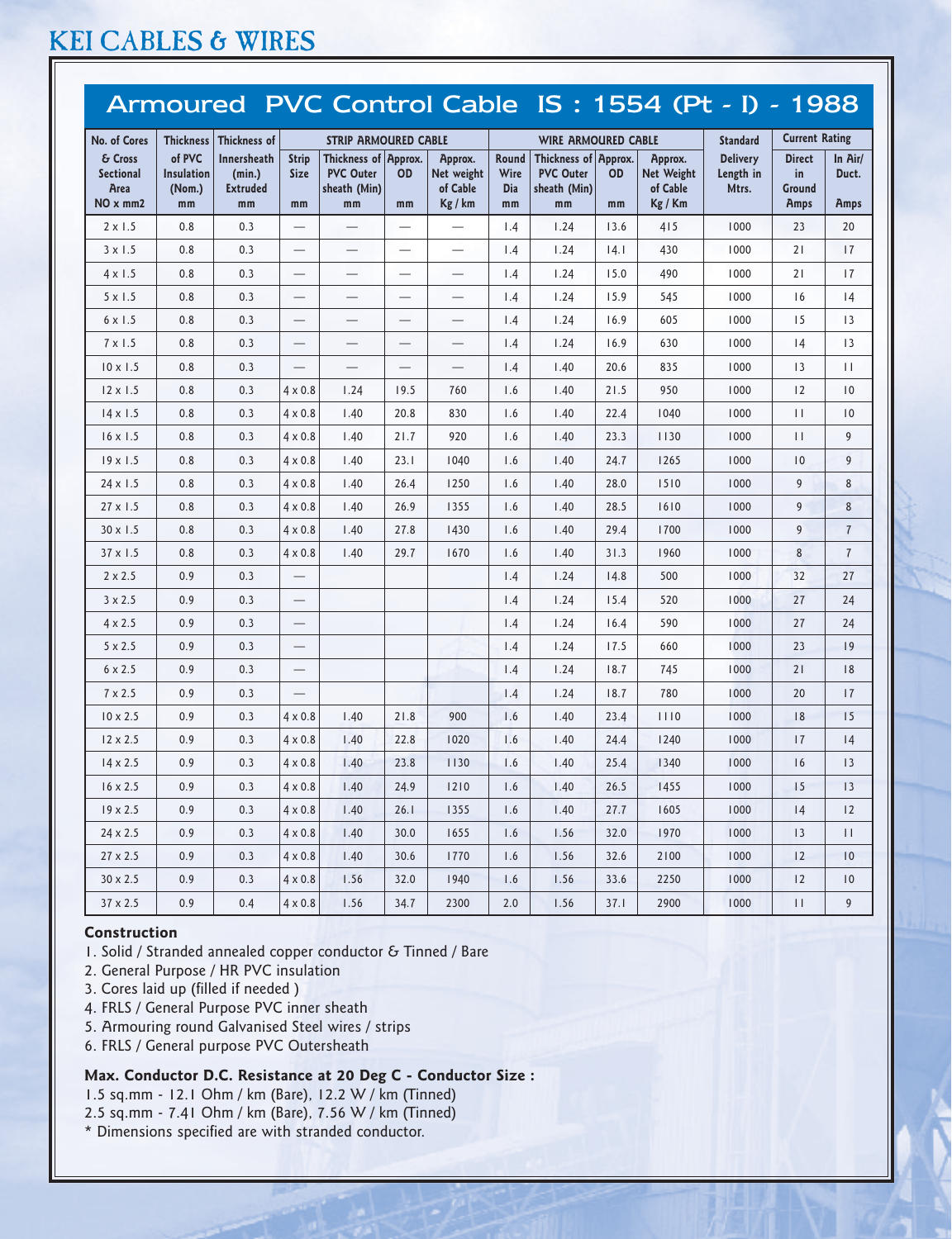# KEI CABLES & WIRES

## Armoured PVC Control Cable IS : 1554 (Pt - I) - 1988

| No. of Cores & Cross Sectional Area NO x mm2 | Thickness of PVC Insulation (Nom.) mm | Thickness of Innersheath (min.) Extruded mm | STRIP ARMOURED CABLE | | | | WIRE ARMOURED CABLE | | | | Standard Delivery Length in Mtrs. | Current Rating | |
|---|---|---|---|---|---|---|---|---|---|---|---|---|---|
| | | | Strip Size mm | Thickness of PVC Outer sheath (Min) mm | Approx. OD mm | Approx. Net weight of Cable Kg / km | Round Wire Dia mm | Thickness of PVC Outer sheath (Min) mm | Approx. OD mm | Approx. Net Weight of Cable Kg / Km | | Direct in Ground Amps | In Air/ Duct. Amps |
| 2 x 1.5 | 0.8 | 0.3 | — | — | — | — | 1.4 | 1.24 | 13.6 | 415 | 1000 | 23 | 20 |
| 3 x 1.5 | 0.8 | 0.3 | — | — | — | — | 1.4 | 1.24 | 14.1 | 430 | 1000 | 21 | 17 |
| 4 x 1.5 | 0.8 | 0.3 | — | — | — | — | 1.4 | 1.24 | 15.0 | 490 | 1000 | 21 | 17 |
| 5 x 1.5 | 0.8 | 0.3 | — | — | — | — | 1.4 | 1.24 | 15.9 | 545 | 1000 | 16 | 14 |
| 6 x 1.5 | 0.8 | 0.3 | — | — | — | — | 1.4 | 1.24 | 16.9 | 605 | 1000 | 15 | 13 |
| 7 x 1.5 | 0.8 | 0.3 | — | — | — | — | 1.4 | 1.24 | 16.9 | 630 | 1000 | 14 | 13 |
| 10 x 1.5 | 0.8 | 0.3 | — | — | — | — | 1.4 | 1.40 | 20.6 | 835 | 1000 | 13 | 11 |
| 12 x 1.5 | 0.8 | 0.3 | 4 x 0.8 | 1.24 | 19.5 | 760 | 1.6 | 1.40 | 21.5 | 950 | 1000 | 12 | 10 |
| 14 x 1.5 | 0.8 | 0.3 | 4 x 0.8 | 1.40 | 20.8 | 830 | 1.6 | 1.40 | 22.4 | 1040 | 1000 | 11 | 10 |
| 16 x 1.5 | 0.8 | 0.3 | 4 x 0.8 | 1.40 | 21.7 | 920 | 1.6 | 1.40 | 23.3 | 1130 | 1000 | 11 | 9 |
| 19 x 1.5 | 0.8 | 0.3 | 4 x 0.8 | 1.40 | 23.1 | 1040 | 1.6 | 1.40 | 24.7 | 1265 | 1000 | 10 | 9 |
| 24 x 1.5 | 0.8 | 0.3 | 4 x 0.8 | 1.40 | 26.4 | 1250 | 1.6 | 1.40 | 28.0 | 1510 | 1000 | 9 | 8 |
| 27 x 1.5 | 0.8 | 0.3 | 4 x 0.8 | 1.40 | 26.9 | 1355 | 1.6 | 1.40 | 28.5 | 1610 | 1000 | 9 | 8 |
| 30 x 1.5 | 0.8 | 0.3 | 4 x 0.8 | 1.40 | 27.8 | 1430 | 1.6 | 1.40 | 29.4 | 1700 | 1000 | 9 | 7 |
| 37 x 1.5 | 0.8 | 0.3 | 4 x 0.8 | 1.40 | 29.7 | 1670 | 1.6 | 1.40 | 31.3 | 1960 | 1000 | 8 | 7 |
| 2 x 2.5 | 0.9 | 0.3 | — | | | | 1.4 | 1.24 | 14.8 | 500 | 1000 | 32 | 27 |
| 3 x 2.5 | 0.9 | 0.3 | — | | | | 1.4 | 1.24 | 15.4 | 520 | 1000 | 27 | 24 |
| 4 x 2.5 | 0.9 | 0.3 | — | | | | 1.4 | 1.24 | 16.4 | 590 | 1000 | 27 | 24 |
| 5 x 2.5 | 0.9 | 0.3 | — | | | | 1.4 | 1.24 | 17.5 | 660 | 1000 | 23 | 19 |
| 6 x 2.5 | 0.9 | 0.3 | — | | | | 1.4 | 1.24 | 18.7 | 745 | 1000 | 21 | 18 |
| 7 x 2.5 | 0.9 | 0.3 | — | | | | 1.4 | 1.24 | 18.7 | 780 | 1000 | 20 | 17 |
| 10 x 2.5 | 0.9 | 0.3 | 4 x 0.8 | 1.40 | 21.8 | 900 | 1.6 | 1.40 | 23.4 | 1110 | 1000 | 18 | 15 |
| 12 x 2.5 | 0.9 | 0.3 | 4 x 0.8 | 1.40 | 22.8 | 1020 | 1.6 | 1.40 | 24.4 | 1240 | 1000 | 17 | 14 |
| 14 x 2.5 | 0.9 | 0.3 | 4 x 0.8 | 1.40 | 23.8 | 1130 | 1.6 | 1.40 | 25.4 | 1340 | 1000 | 16 | 13 |
| 16 x 2.5 | 0.9 | 0.3 | 4 x 0.8 | 1.40 | 24.9 | 1210 | 1.6 | 1.40 | 26.5 | 1455 | 1000 | 15 | 13 |
| 19 x 2.5 | 0.9 | 0.3 | 4 x 0.8 | 1.40 | 26.1 | 1355 | 1.6 | 1.40 | 27.7 | 1605 | 1000 | 14 | 12 |
| 24 x 2.5 | 0.9 | 0.3 | 4 x 0.8 | 1.40 | 30.0 | 1655 | 1.6 | 1.56 | 32.0 | 1970 | 1000 | 13 | 11 |
| 27 x 2.5 | 0.9 | 0.3 | 4 x 0.8 | 1.40 | 30.6 | 1770 | 1.6 | 1.56 | 32.6 | 2100 | 1000 | 12 | 10 |
| 30 x 2.5 | 0.9 | 0.3 | 4 x 0.8 | 1.56 | 32.0 | 1940 | 1.6 | 1.56 | 33.6 | 2250 | 1000 | 12 | 10 |
| 37 x 2.5 | 0.9 | 0.4 | 4 x 0.8 | 1.56 | 34.7 | 2300 | 2.0 | 1.56 | 37.1 | 2900 | 1000 | 11 | 9 |

**Construction**

1. Solid / Stranded annealed copper conductor & Tinned / Bare
2. General Purpose / HR PVC insulation
3. Cores laid up (filled if needed )
4. FRLS / General Purpose PVC inner sheath
5. Armouring round Galvanised Steel wires / strips
6. FRLS / General purpose PVC Outersheath

**Max. Conductor D.C. Resistance at 20 Deg C - Conductor Size :**

1.5 sq.mm - 12.1 Ohm / km (Bare), 12.2 W / km (Tinned)
2.5 sq.mm - 7.41 Ohm / km (Bare), 7.56 W / km (Tinned)
* Dimensions specified are with stranded conductor.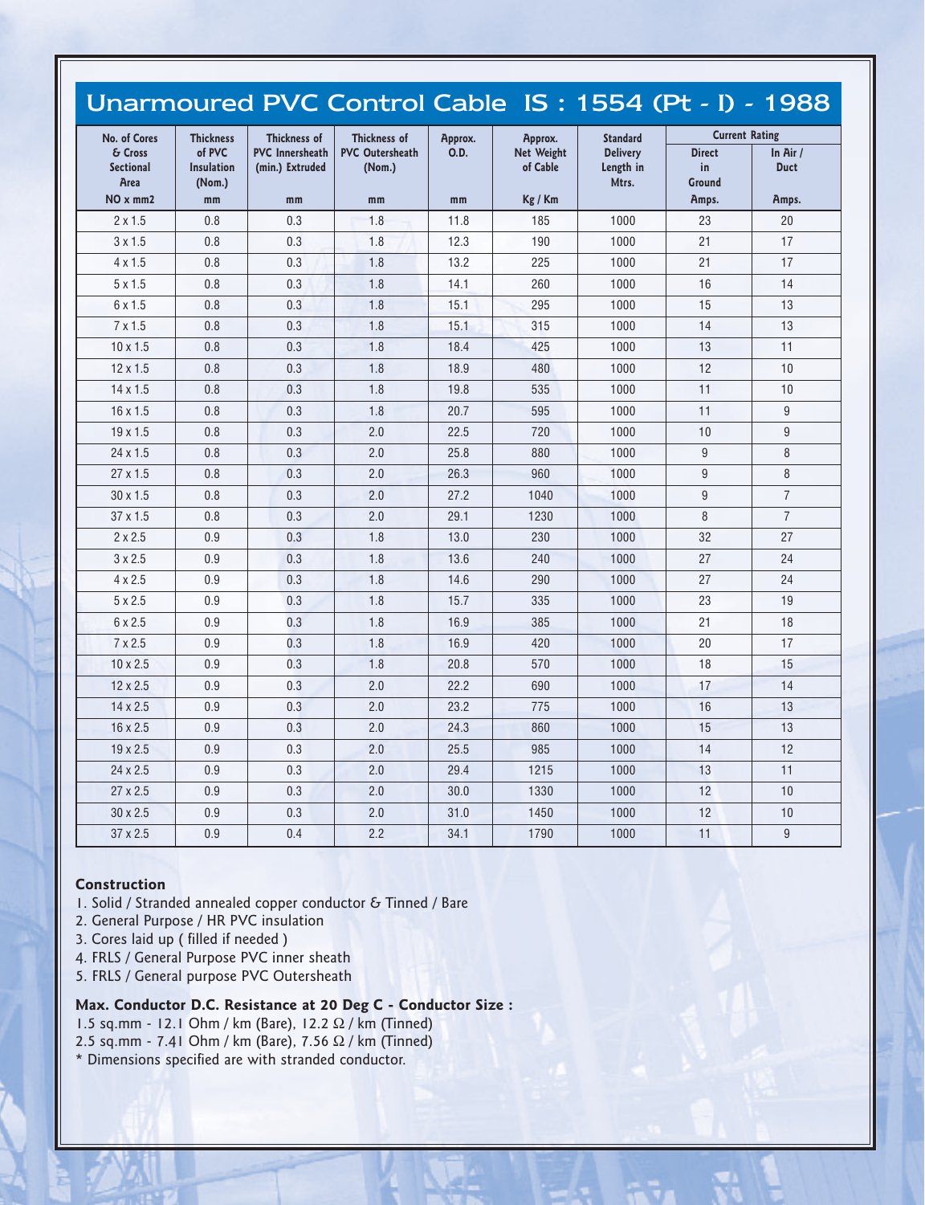# Unarmoured PVC Control Cable IS : 1554 (Pt - I) - 1988

| No. of Cores & Cross Sectional Area | Thickness of PVC Insulation (Nom.) | Thickness of PVC Innersheath (min.) Extruded | Thickness of PVC Outersheath (Nom.) | Approx. O.D. | Approx. Net Weight of Cable | Standard Delivery Length in Mtrs. | Current Rating | |
|---|---|---|---|---|---|---|---|---|
| | | | | | | | Direct in Ground | In Air / Duct |
| NO x mm2 | mm | mm | mm | mm | Kg / Km | | Amps. | Amps. |
| 2 x 1.5 | 0.8 | 0.3 | 1.8 | 11.8 | 185 | 1000 | 23 | 20 |
| 3 x 1.5 | 0.8 | 0.3 | 1.8 | 12.3 | 190 | 1000 | 21 | 17 |
| 4 x 1.5 | 0.8 | 0.3 | 1.8 | 13.2 | 225 | 1000 | 21 | 17 |
| 5 x 1.5 | 0.8 | 0.3 | 1.8 | 14.1 | 260 | 1000 | 16 | 14 |
| 6 x 1.5 | 0.8 | 0.3 | 1.8 | 15.1 | 295 | 1000 | 15 | 13 |
| 7 x 1.5 | 0.8 | 0.3 | 1.8 | 15.1 | 315 | 1000 | 14 | 13 |
| 10 x 1.5 | 0.8 | 0.3 | 1.8 | 18.4 | 425 | 1000 | 13 | 11 |
| 12 x 1.5 | 0.8 | 0.3 | 1.8 | 18.9 | 480 | 1000 | 12 | 10 |
| 14 x 1.5 | 0.8 | 0.3 | 1.8 | 19.8 | 535 | 1000 | 11 | 10 |
| 16 x 1.5 | 0.8 | 0.3 | 1.8 | 20.7 | 595 | 1000 | 11 | 9 |
| 19 x 1.5 | 0.8 | 0.3 | 2.0 | 22.5 | 720 | 1000 | 10 | 9 |
| 24 x 1.5 | 0.8 | 0.3 | 2.0 | 25.8 | 880 | 1000 | 9 | 8 |
| 27 x 1.5 | 0.8 | 0.3 | 2.0 | 26.3 | 960 | 1000 | 9 | 8 |
| 30 x 1.5 | 0.8 | 0.3 | 2.0 | 27.2 | 1040 | 1000 | 9 | 7 |
| 37 x 1.5 | 0.8 | 0.3 | 2.0 | 29.1 | 1230 | 1000 | 8 | 7 |
| 2 x 2.5 | 0.9 | 0.3 | 1.8 | 13.0 | 230 | 1000 | 32 | 27 |
| 3 x 2.5 | 0.9 | 0.3 | 1.8 | 13.6 | 240 | 1000 | 27 | 24 |
| 4 x 2.5 | 0.9 | 0.3 | 1.8 | 14.6 | 290 | 1000 | 27 | 24 |
| 5 x 2.5 | 0.9 | 0.3 | 1.8 | 15.7 | 335 | 1000 | 23 | 19 |
| 6 x 2.5 | 0.9 | 0.3 | 1.8 | 16.9 | 385 | 1000 | 21 | 18 |
| 7 x 2.5 | 0.9 | 0.3 | 1.8 | 16.9 | 420 | 1000 | 20 | 17 |
| 10 x 2.5 | 0.9 | 0.3 | 1.8 | 20.8 | 570 | 1000 | 18 | 15 |
| 12 x 2.5 | 0.9 | 0.3 | 2.0 | 22.2 | 690 | 1000 | 17 | 14 |
| 14 x 2.5 | 0.9 | 0.3 | 2.0 | 23.2 | 775 | 1000 | 16 | 13 |
| 16 x 2.5 | 0.9 | 0.3 | 2.0 | 24.3 | 860 | 1000 | 15 | 13 |
| 19 x 2.5 | 0.9 | 0.3 | 2.0 | 25.5 | 985 | 1000 | 14 | 12 |
| 24 x 2.5 | 0.9 | 0.3 | 2.0 | 29.4 | 1215 | 1000 | 13 | 11 |
| 27 x 2.5 | 0.9 | 0.3 | 2.0 | 30.0 | 1330 | 1000 | 12 | 10 |
| 30 x 2.5 | 0.9 | 0.3 | 2.0 | 31.0 | 1450 | 1000 | 12 | 10 |
| 37 x 2.5 | 0.9 | 0.4 | 2.2 | 34.1 | 1790 | 1000 | 11 | 9 |

**Construction**

1. Solid / Stranded annealed copper conductor & Tinned / Bare
2. General Purpose / HR PVC insulation
3. Cores laid up ( filled if needed )
4. FRLS / General Purpose PVC inner sheath
5. FRLS / General purpose PVC Outersheath

**Max. Conductor D.C. Resistance at 20 Deg C - Conductor Size :**

1.5 sq.mm - 12.1 Ohm / km (Bare), 12.2 Ω / km (Tinned)
2.5 sq.mm - 7.41 Ohm / km (Bare), 7.56 Ω / km (Tinned)
* Dimensions specified are with stranded conductor.